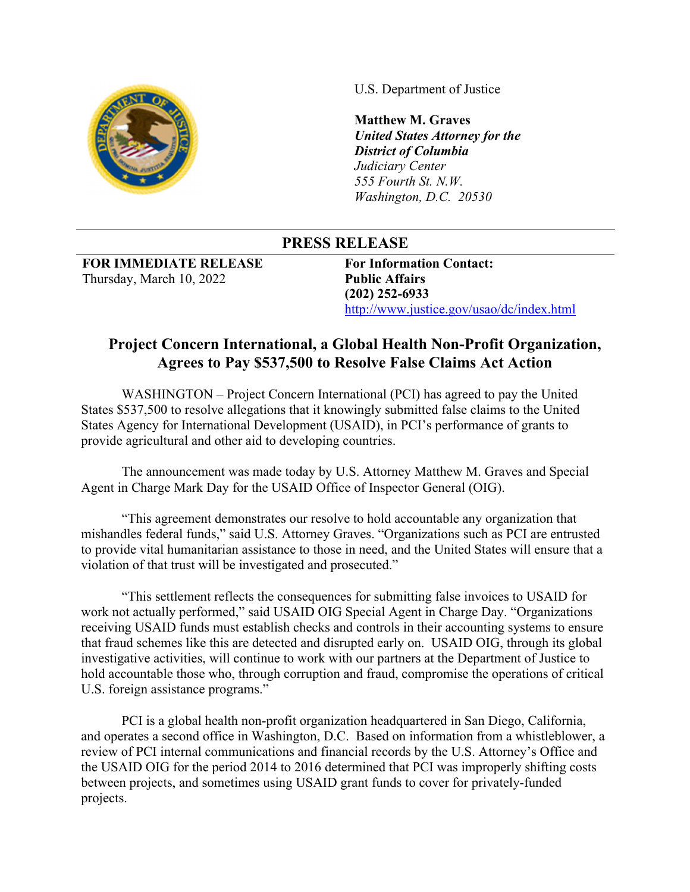U.S. Department of Justice

**Matthew M. Graves**
***United States Attorney for the District of Columbia***
*Judiciary Center*
*555 Fourth St. N.W.*
*Washington, D.C. 20530*

## PRESS RELEASE

**FOR IMMEDIATE RELEASE**
Thursday, March 10, 2022

**For Information Contact:**
**Public Affairs**
**(202) 252-6933**
http://www.justice.gov/usao/dc/index.html

# Project Concern International, a Global Health Non-Profit Organization, Agrees to Pay $537,500 to Resolve False Claims Act Action

WASHINGTON – Project Concern International (PCI) has agreed to pay the United States $537,500 to resolve allegations that it knowingly submitted false claims to the United States Agency for International Development (USAID), in PCI's performance of grants to provide agricultural and other aid to developing countries.

The announcement was made today by U.S. Attorney Matthew M. Graves and Special Agent in Charge Mark Day for the USAID Office of Inspector General (OIG).

"This agreement demonstrates our resolve to hold accountable any organization that mishandles federal funds," said U.S. Attorney Graves. "Organizations such as PCI are entrusted to provide vital humanitarian assistance to those in need, and the United States will ensure that a violation of that trust will be investigated and prosecuted."

"This settlement reflects the consequences for submitting false invoices to USAID for work not actually performed," said USAID OIG Special Agent in Charge Day. "Organizations receiving USAID funds must establish checks and controls in their accounting systems to ensure that fraud schemes like this are detected and disrupted early on. USAID OIG, through its global investigative activities, will continue to work with our partners at the Department of Justice to hold accountable those who, through corruption and fraud, compromise the operations of critical U.S. foreign assistance programs."

PCI is a global health non-profit organization headquartered in San Diego, California, and operates a second office in Washington, D.C. Based on information from a whistleblower, a review of PCI internal communications and financial records by the U.S. Attorney's Office and the USAID OIG for the period 2014 to 2016 determined that PCI was improperly shifting costs between projects, and sometimes using USAID grant funds to cover for privately-funded projects.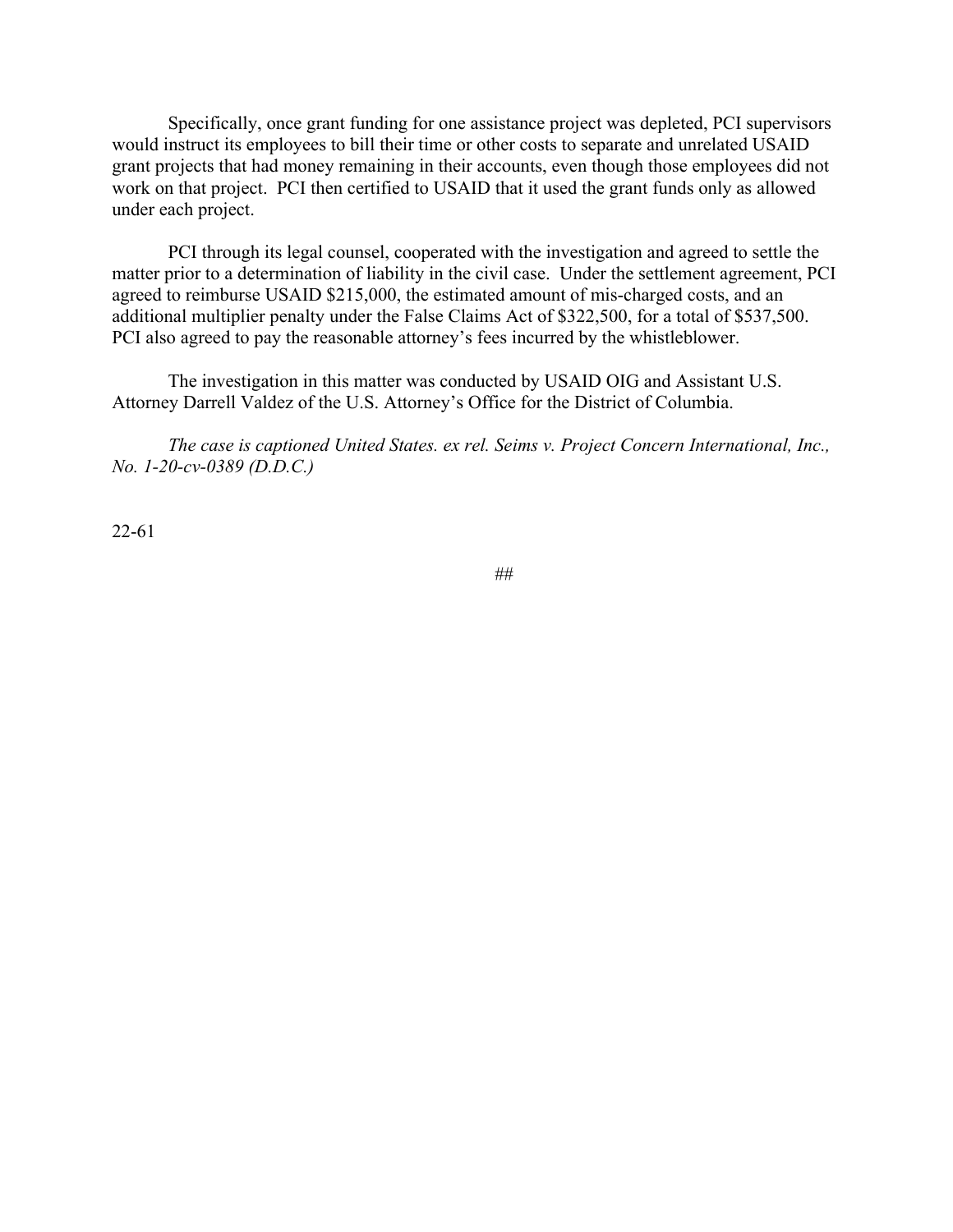Specifically, once grant funding for one assistance project was depleted, PCI supervisors would instruct its employees to bill their time or other costs to separate and unrelated USAID grant projects that had money remaining in their accounts, even though those employees did not work on that project. PCI then certified to USAID that it used the grant funds only as allowed under each project.

PCI through its legal counsel, cooperated with the investigation and agreed to settle the matter prior to a determination of liability in the civil case. Under the settlement agreement, PCI agreed to reimburse USAID $215,000, the estimated amount of mis-charged costs, and an additional multiplier penalty under the False Claims Act of $322,500, for a total of $537,500. PCI also agreed to pay the reasonable attorney's fees incurred by the whistleblower.

The investigation in this matter was conducted by USAID OIG and Assistant U.S. Attorney Darrell Valdez of the U.S. Attorney's Office for the District of Columbia.

*The case is captioned United States. ex rel. Seims v. Project Concern International, Inc., No. 1-20-cv-0389 (D.D.C.)*

22-61

##